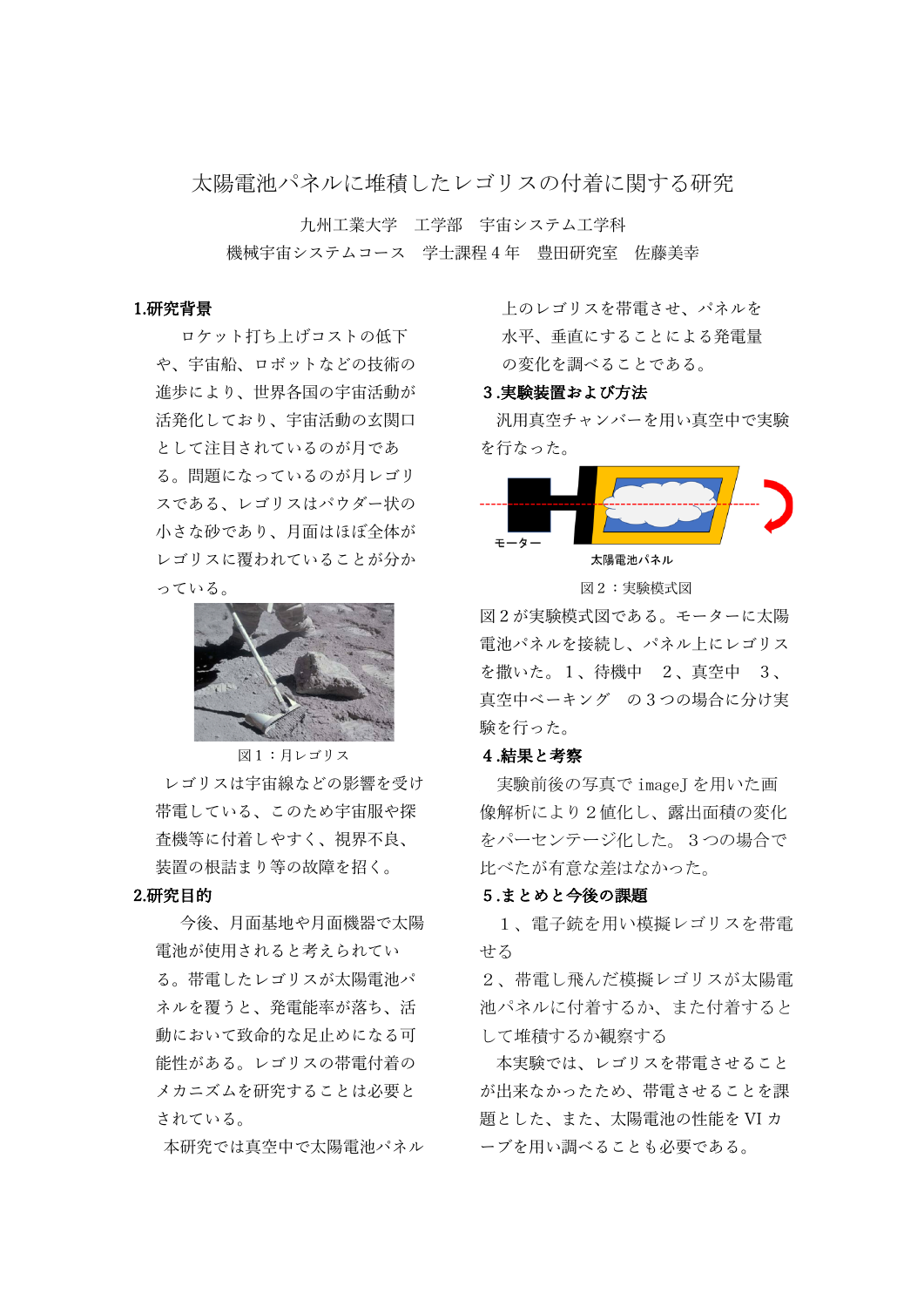# 太陽電池パネルに堆積したレゴリスの付着に関する研究

九州工業大学　工学部　宇宙システム工学科

機械宇宙システムコース　学士課程４年　豊田研究室　佐藤美幸

## 1.研究背景

ロケット打ち上げコストの低下や、宇宙船、ロボットなどの技術の進歩により、世界各国の宇宙活動が活発化しており、宇宙活動の玄関口として注目されているのが月である。問題になっているのが月レゴリスである、レゴリスはパウダー状の小さな砂であり、月面はほぼ全体がレゴリスに覆われていることが分かっている。

図１：月レゴリス

レゴリスは宇宙線などの影響を受け帯電している、このため宇宙服や探査機等に付着しやすく、視界不良、装置の根詰まり等の故障を招く。

## 2.研究目的

今後、月面基地や月面機器で太陽電池が使用されると考えられている。帯電したレゴリスが太陽電池パネルを覆うと、発電能率が落ち、活動において致命的な足止めになる可能性がある。レゴリスの帯電付着のメカニズムを研究することは必要とされている。

本研究では真空中で太陽電池パネル上のレゴリスを帯電させ、パネルを水平、垂直にすることによる発電量の変化を調べることである。

## ３.実験装置および方法

汎用真空チャンバーを用い真空中で実験を行なった。

モーター　太陽電池パネル

図２：実験模式図

図２が実験模式図である。モーターに太陽電池パネルを接続し、パネル上にレゴリスを撒いた。１、待機中　２、真空中　３、真空中ベーキング　の３つの場合に分け実験を行った。

## ４.結果と考察

実験前後の写真で imageJ を用いた画像解析により２値化し、露出面積の変化をパーセンテージ化した。３つの場合で比べたが有意な差はなかった。

## ５.まとめと今後の課題

１、電子銃を用い模擬レゴリスを帯電せる

２、帯電し飛んだ模擬レゴリスが太陽電池パネルに付着するか、また付着するとして堆積するか観察する

本実験では、レゴリスを帯電させることが出来なかったため、帯電させることを課題とした、また、太陽電池の性能を VI カーブを用い調べることも必要である。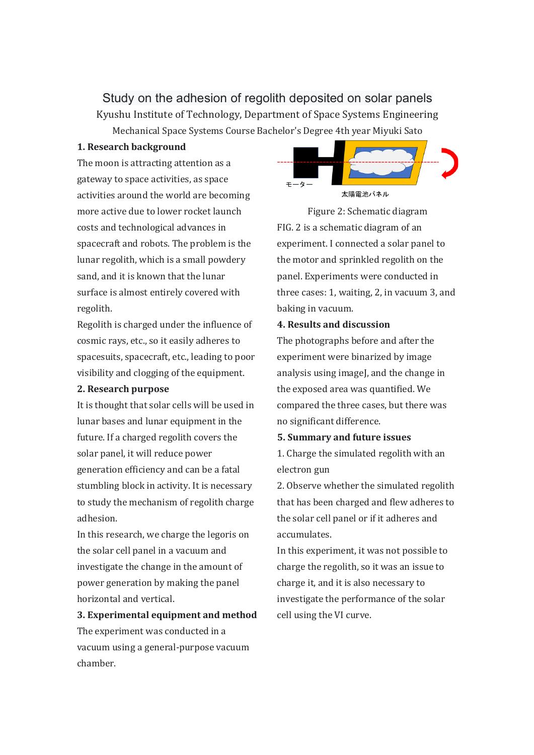# Study on the adhesion of regolith deposited on solar panels

Kyushu Institute of Technology, Department of Space Systems Engineering

Mechanical Space Systems Course Bachelor's Degree 4th year Miyuki Sato

## 1. Research background

The moon is attracting attention as a gateway to space activities, as space activities around the world are becoming more active due to lower rocket launch costs and technological advances in spacecraft and robots. The problem is the lunar regolith, which is a small powdery sand, and it is known that the lunar surface is almost entirely covered with regolith.

Regolith is charged under the influence of cosmic rays, etc., so it easily adheres to spacesuits, spacecraft, etc., leading to poor visibility and clogging of the equipment.

## 2. Research purpose

It is thought that solar cells will be used in lunar bases and lunar equipment in the future. If a charged regolith covers the solar panel, it will reduce power generation efficiency and can be a fatal stumbling block in activity. It is necessary to study the mechanism of regolith charge adhesion.

In this research, we charge the legoris on the solar cell panel in a vacuum and investigate the change in the amount of power generation by making the panel horizontal and vertical.

## 3. Experimental equipment and method

The experiment was conducted in a vacuum using a general-purpose vacuum chamber.

モーター

太陽電池パネル

Figure 2: Schematic diagram

FIG. 2 is a schematic diagram of an experiment. I connected a solar panel to the motor and sprinkled regolith on the panel. Experiments were conducted in three cases: 1, waiting, 2, in vacuum 3, and baking in vacuum.

## 4. Results and discussion

The photographs before and after the experiment were binarized by image analysis using imageJ, and the change in the exposed area was quantified. We compared the three cases, but there was no significant difference.

## 5. Summary and future issues

1. Charge the simulated regolith with an electron gun
2. Observe whether the simulated regolith that has been charged and flew adheres to the solar cell panel or if it adheres and accumulates.

In this experiment, it was not possible to charge the regolith, so it was an issue to charge it, and it is also necessary to investigate the performance of the solar cell using the VI curve.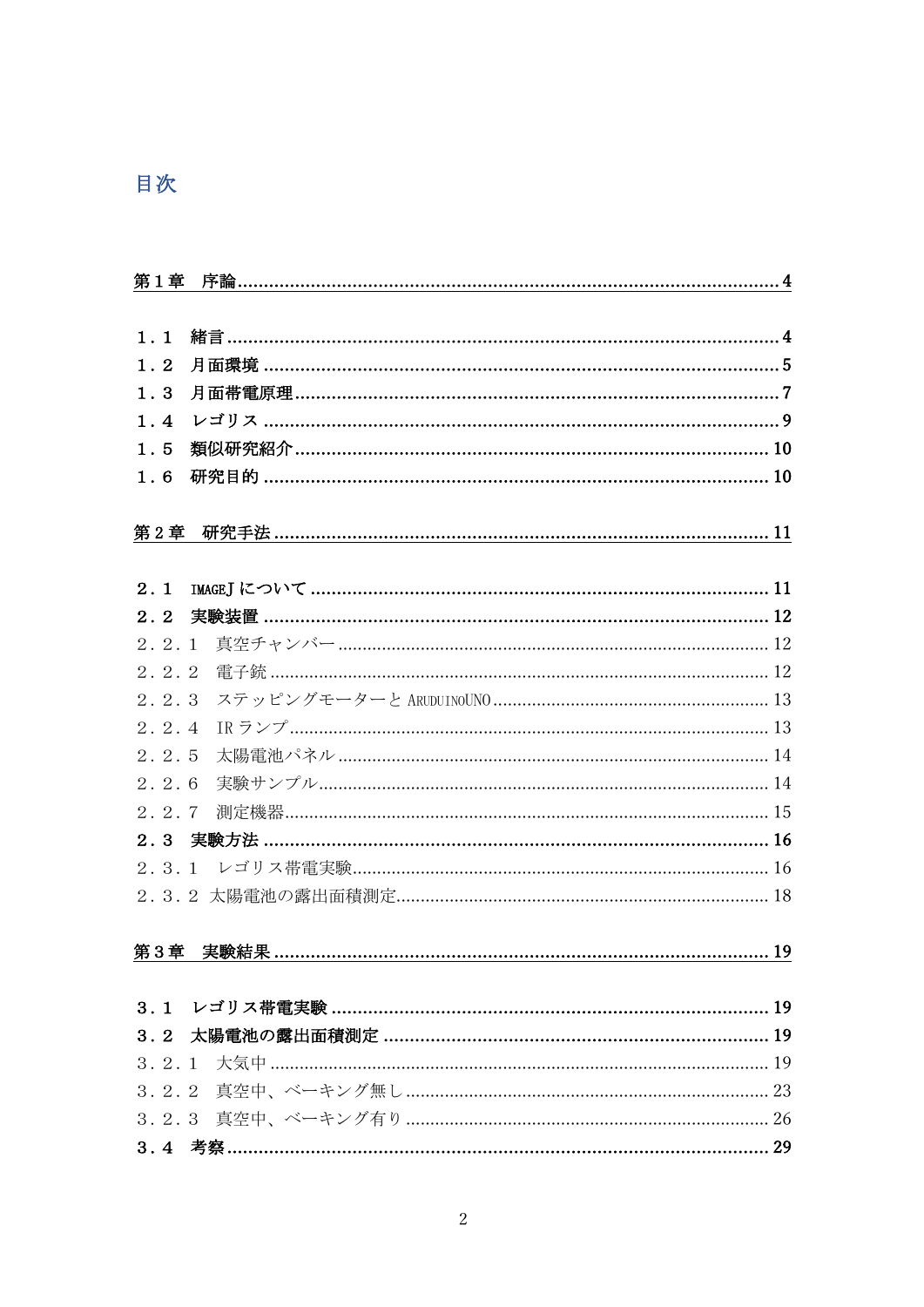# 目次

**第１章　序論** ........................................................................................ **4**

**１．１　緒言** ........................................................................................ **4**
**１．２　月面環境** ........................................................................................ **5**
**１．３　月面帯電原理** ........................................................................................ **7**
**１．４　レゴリス** ........................................................................................ **9**
**１．５　類似研究紹介** ........................................................................................ **10**
**１．６　研究目的** ........................................................................................ **10**

**第２章　研究手法** ........................................................................................ **11**

**２．１　IMAGEJ について** ........................................................................................ **11**
**２．２　実験装置** ........................................................................................ **12**
２．２．１　真空チャンバー ........................................................................................ 12
２．２．２　電子銃 ........................................................................................ 12
２．２．３　ステッピングモーターと ARUDUINOUNO ........................................................................................ 13
２．２．４　IR ランプ ........................................................................................ 13
２．２．５　太陽電池パネル ........................................................................................ 14
２．２．６　実験サンプル ........................................................................................ 14
２．２．７　測定機器 ........................................................................................ 15
**２．３　実験方法** ........................................................................................ **16**
２．３．１　レゴリス帯電実験 ........................................................................................ 16
２．３．２ 太陽電池の露出面積測定 ........................................................................................ 18

**第３章　実験結果** ........................................................................................ **19**

**３．１　レゴリス帯電実験** ........................................................................................ **19**
**３．２　太陽電池の露出面積測定** ........................................................................................ **19**
３．２．１　大気中 ........................................................................................ 19
３．２．２　真空中、ベーキング無し ........................................................................................ 23
３．２．３　真空中、ベーキング有り ........................................................................................ 26
**３．４　考察** ........................................................................................ **29**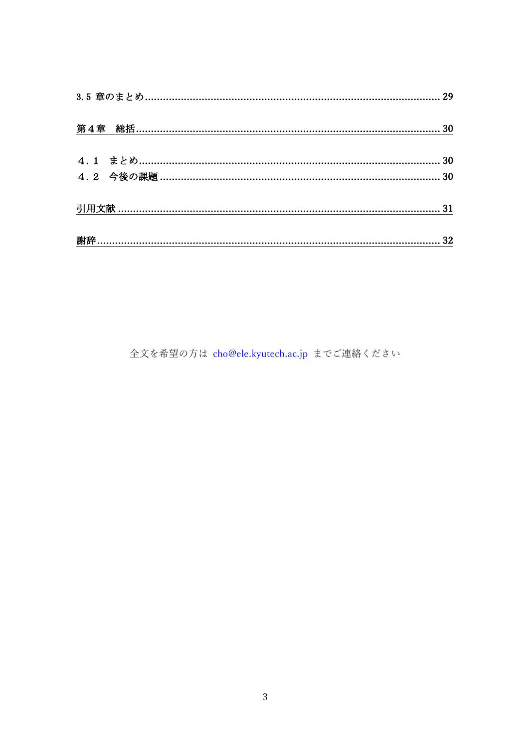3.5 章のまとめ........................................................................................ 29

第４章　総括........................................................................................ 30

４．１　まとめ........................................................................................ 30
４．２　今後の課題 ........................................................................................ 30

引用文献 ........................................................................................ 31

謝辞........................................................................................ 32

全文を希望の方は cho@ele.kyutech.ac.jp までご連絡ください